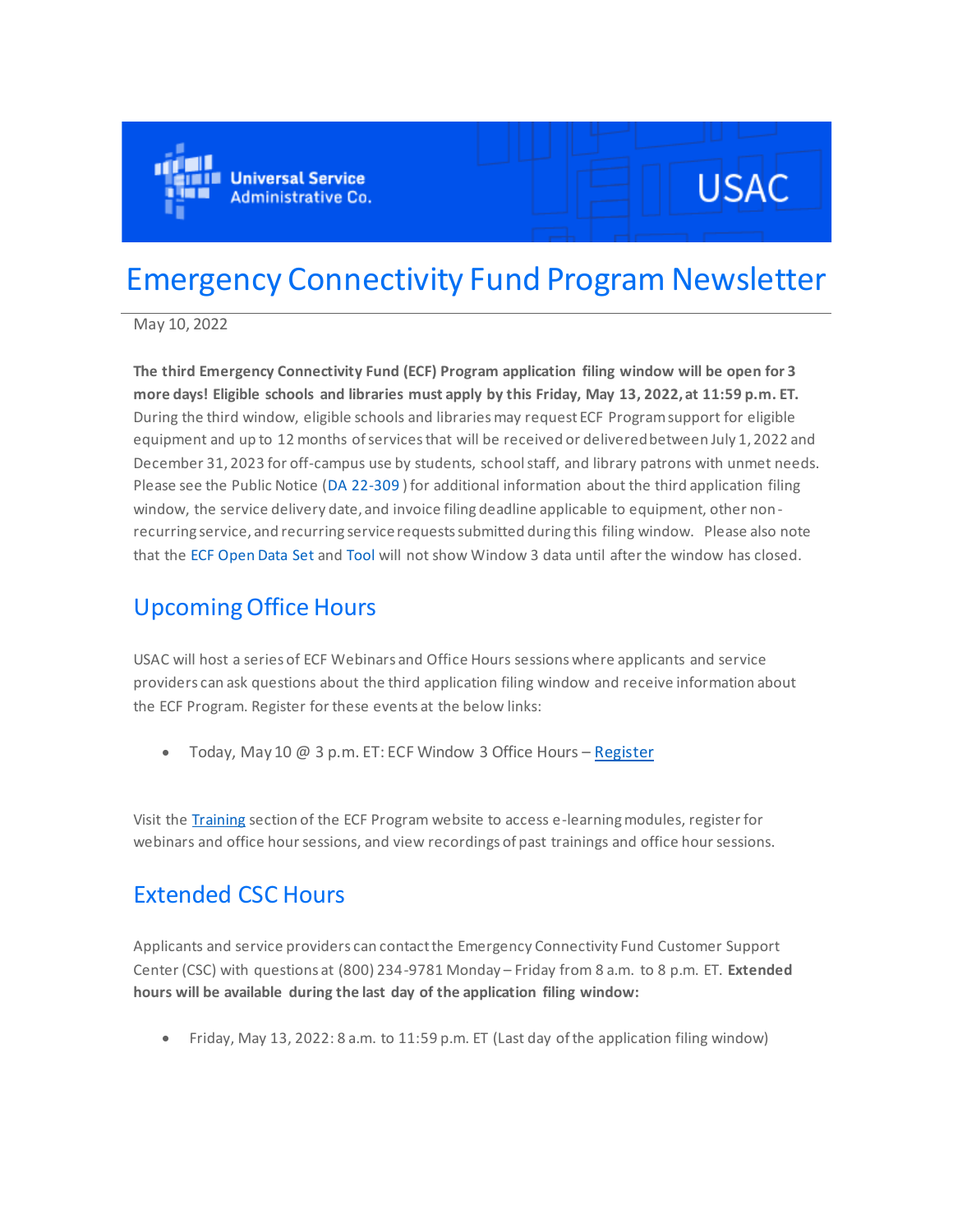# Emergency Connectivity Fund Program Newsletter

May 10, 2022

**The third Emergency Connectivity Fund (ECF) Program application filing window will be open for 3 more days! Eligible schools and libraries must apply by this Friday, May 13, 2022, at 11:59 p.m. ET.** During the third window, eligible schools and libraries may request ECF Program support for eligible equipment and up to 12 months of services that will be received or delivered between July 1, 2022 and December 31, 2023 for off-campus use by students, school staff, and library patrons with unmet needs. Please see the Public Notice (DA 22-309) for additional information about the third application filing window, the service delivery date, and invoice filing deadline applicable to equipment, other non-recurring service, and recurring service requests submitted during this filing window. Please also note that the ECF Open Data Set and Tool will not show Window 3 data until after the window has closed.

## Upcoming Office Hours

USAC will host a series of ECF Webinars and Office Hours sessions where applicants and service providers can ask questions about the third application filing window and receive information about the ECF Program. Register for these events at the below links:

- Today, May 10 @ 3 p.m. ET: ECF Window 3 Office Hours – Register

Visit the Training section of the ECF Program website to access e-learning modules, register for webinars and office hour sessions, and view recordings of past trainings and office hour sessions.

## Extended CSC Hours

Applicants and service providers can contact the Emergency Connectivity Fund Customer Support Center (CSC) with questions at (800) 234-9781 Monday – Friday from 8 a.m. to 8 p.m. ET. **Extended hours will be available during the last day of the application filing window:**

- Friday, May 13, 2022: 8 a.m. to 11:59 p.m. ET (Last day of the application filing window)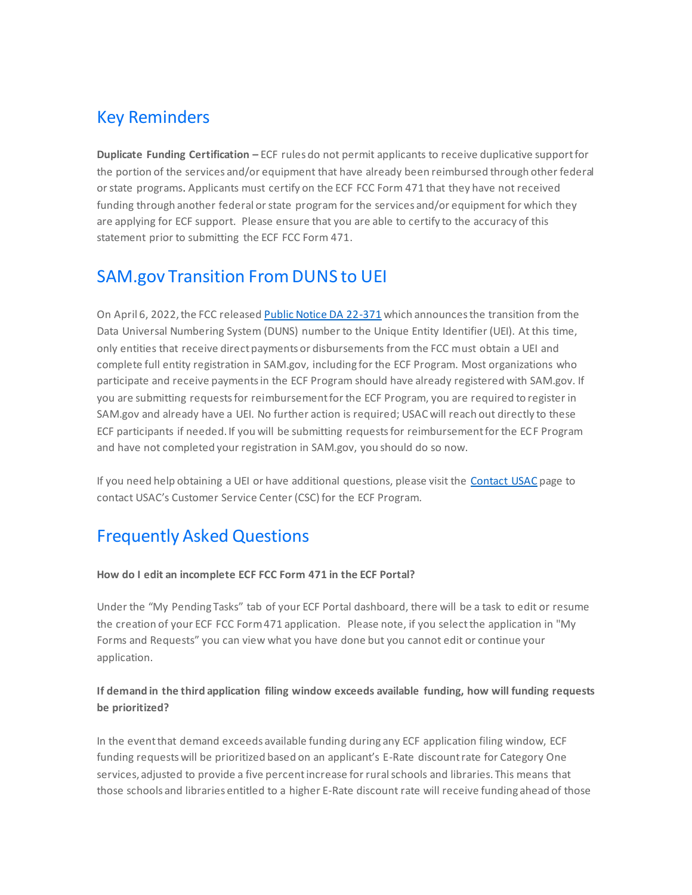## Key Reminders

**Duplicate Funding Certification –** ECF rules do not permit applicants to receive duplicative support for the portion of the services and/or equipment that have already been reimbursed through other federal or state programs. Applicants must certify on the ECF FCC Form 471 that they have not received funding through another federal or state program for the services and/or equipment for which they are applying for ECF support. Please ensure that you are able to certify to the accuracy of this statement prior to submitting the ECF FCC Form 471.

## SAM.gov Transition From DUNS to UEI

On April 6, 2022, the FCC released [Public Notice DA 22-371]() which announces the transition from the Data Universal Numbering System (DUNS) number to the Unique Entity Identifier (UEI). At this time, only entities that receive direct payments or disbursements from the FCC must obtain a UEI and complete full entity registration in SAM.gov, including for the ECF Program. Most organizations who participate and receive payments in the ECF Program should have already registered with SAM.gov. If you are submitting requests for reimbursement for the ECF Program, you are required to register in SAM.gov and already have a UEI. No further action is required; USAC will reach out directly to these ECF participants if needed. If you will be submitting requests for reimbursement for the ECF Program and have not completed your registration in SAM.gov, you should do so now.

If you need help obtaining a UEI or have additional questions, please visit the [Contact USAC]() page to contact USAC's Customer Service Center (CSC) for the ECF Program.

## Frequently Asked Questions

**How do I edit an incomplete ECF FCC Form 471 in the ECF Portal?**

Under the "My Pending Tasks" tab of your ECF Portal dashboard, there will be a task to edit or resume the creation of your ECF FCC Form 471 application. Please note, if you select the application in "My Forms and Requests" you can view what you have done but you cannot edit or continue your application.

**If demand in the third application filing window exceeds available funding, how will funding requests be prioritized?**

In the event that demand exceeds available funding during any ECF application filing window, ECF funding requests will be prioritized based on an applicant's E-Rate discount rate for Category One services, adjusted to provide a five percent increase for rural schools and libraries. This means that those schools and libraries entitled to a higher E-Rate discount rate will receive funding ahead of those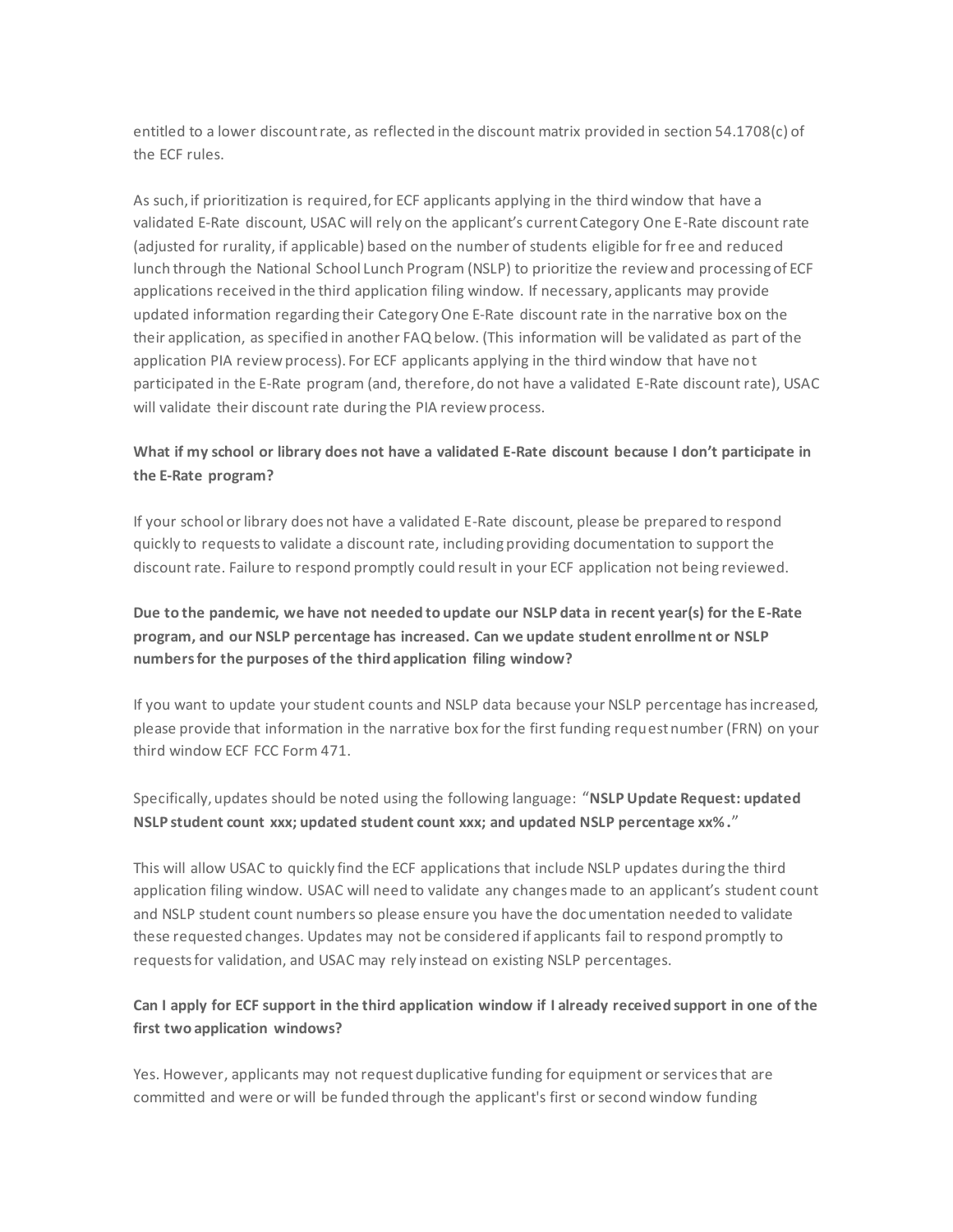entitled to a lower discount rate, as reflected in the discount matrix provided in section 54.1708(c) of the ECF rules.

As such, if prioritization is required, for ECF applicants applying in the third window that have a validated E-Rate discount, USAC will rely on the applicant's current Category One E-Rate discount rate (adjusted for rurality, if applicable) based on the number of students eligible for free and reduced lunch through the National School Lunch Program (NSLP) to prioritize the review and processing of ECF applications received in the third application filing window. If necessary, applicants may provide updated information regarding their Category One E-Rate discount rate in the narrative box on the their application, as specified in another FAQ below. (This information will be validated as part of the application PIA review process). For ECF applicants applying in the third window that have not participated in the E-Rate program (and, therefore, do not have a validated E-Rate discount rate), USAC will validate their discount rate during the PIA review process.

**What if my school or library does not have a validated E-Rate discount because I don't participate in the E-Rate program?**

If your school or library does not have a validated E-Rate discount, please be prepared to respond quickly to requests to validate a discount rate, including providing documentation to support the discount rate. Failure to respond promptly could result in your ECF application not being reviewed.

**Due to the pandemic, we have not needed to update our NSLP data in recent year(s) for the E-Rate program, and our NSLP percentage has increased. Can we update student enrollment or NSLP numbers for the purposes of the third application filing window?**

If you want to update your student counts and NSLP data because your NSLP percentage has increased, please provide that information in the narrative box for the first funding request number (FRN) on your third window ECF FCC Form 471.

Specifically, updates should be noted using the following language: "**NSLP Update Request: updated NSLP student count xxx; updated student count xxx; and updated NSLP percentage xx%.**"

This will allow USAC to quickly find the ECF applications that include NSLP updates during the third application filing window. USAC will need to validate any changes made to an applicant's student count and NSLP student count numbers so please ensure you have the documentation needed to validate these requested changes. Updates may not be considered if applicants fail to respond promptly to requests for validation, and USAC may rely instead on existing NSLP percentages.

**Can I apply for ECF support in the third application window if I already received support in one of the first two application windows?**

Yes. However, applicants may not request duplicative funding for equipment or services that are committed and were or will be funded through the applicant's first or second window funding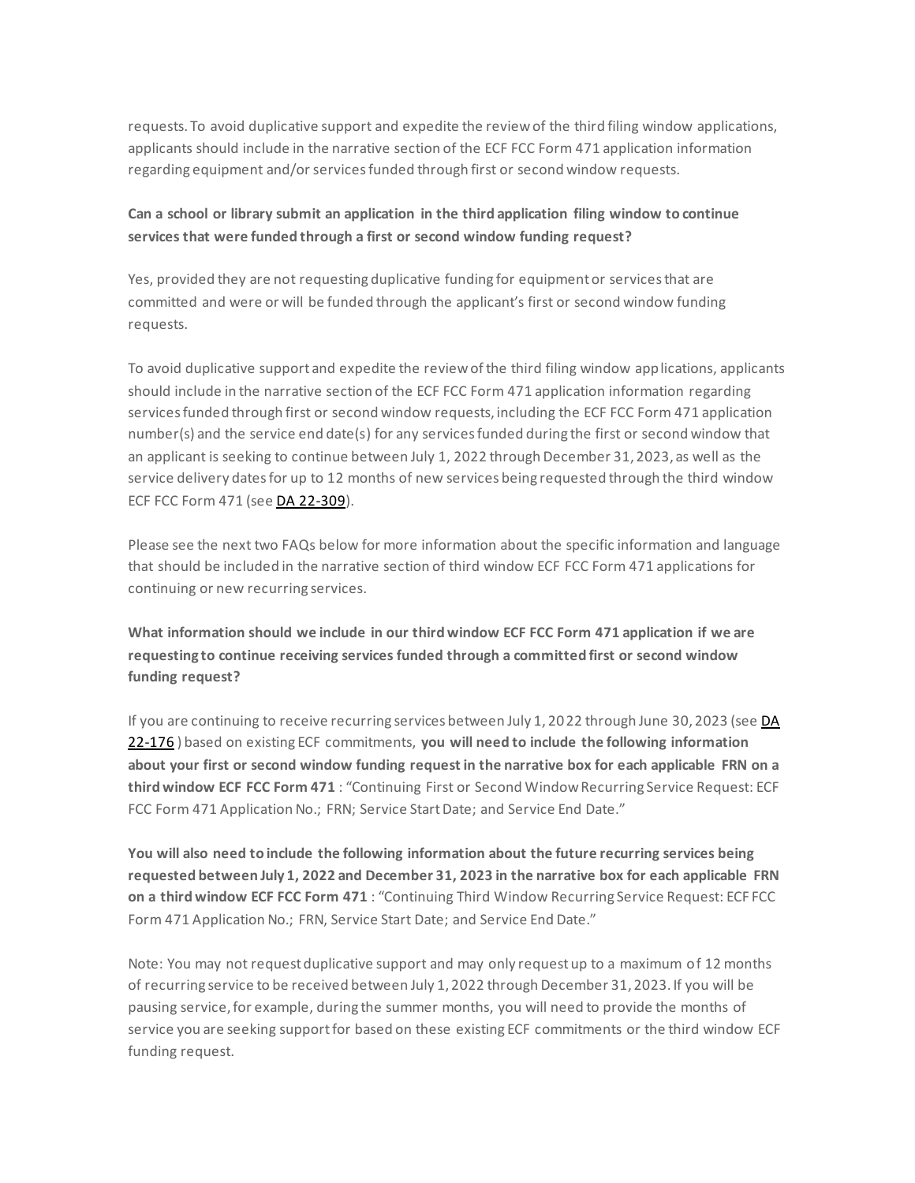requests. To avoid duplicative support and expedite the review of the third filing window applications, applicants should include in the narrative section of the ECF FCC Form 471 application information regarding equipment and/or services funded through first or second window requests.

**Can a school or library submit an application in the third application filing window to continue services that were funded through a first or second window funding request?**

Yes, provided they are not requesting duplicative funding for equipment or services that are committed and were or will be funded through the applicant's first or second window funding requests.

To avoid duplicative support and expedite the review of the third filing window applications, applicants should include in the narrative section of the ECF FCC Form 471 application information regarding services funded through first or second window requests, including the ECF FCC Form 471 application number(s) and the service end date(s) for any services funded during the first or second window that an applicant is seeking to continue between July 1, 2022 through December 31, 2023, as well as the service delivery dates for up to 12 months of new services being requested through the third window ECF FCC Form 471 (see [DA 22-309](#)).

Please see the next two FAQs below for more information about the specific information and language that should be included in the narrative section of third window ECF FCC Form 471 applications for continuing or new recurring services.

**What information should we include in our third window ECF FCC Form 471 application if we are requesting to continue receiving services funded through a committed first or second window funding request?**

If you are continuing to receive recurring services between July 1, 2022 through June 30, 2023 (see [DA 22-176](#) ) based on existing ECF commitments, **you will need to include the following information about your first or second window funding request in the narrative box for each applicable FRN on a third window ECF FCC Form 471** : "Continuing First or Second Window Recurring Service Request: ECF FCC Form 471 Application No.; FRN; Service Start Date; and Service End Date."

**You will also need to include the following information about the future recurring services being requested between July 1, 2022 and December 31, 2023 in the narrative box for each applicable FRN on a third window ECF FCC Form 471** : "Continuing Third Window Recurring Service Request: ECF FCC Form 471 Application No.; FRN, Service Start Date; and Service End Date."

Note: You may not request duplicative support and may only request up to a maximum of 12 months of recurring service to be received between July 1, 2022 through December 31, 2023. If you will be pausing service, for example, during the summer months, you will need to provide the months of service you are seeking support for based on these existing ECF commitments or the third window ECF funding request.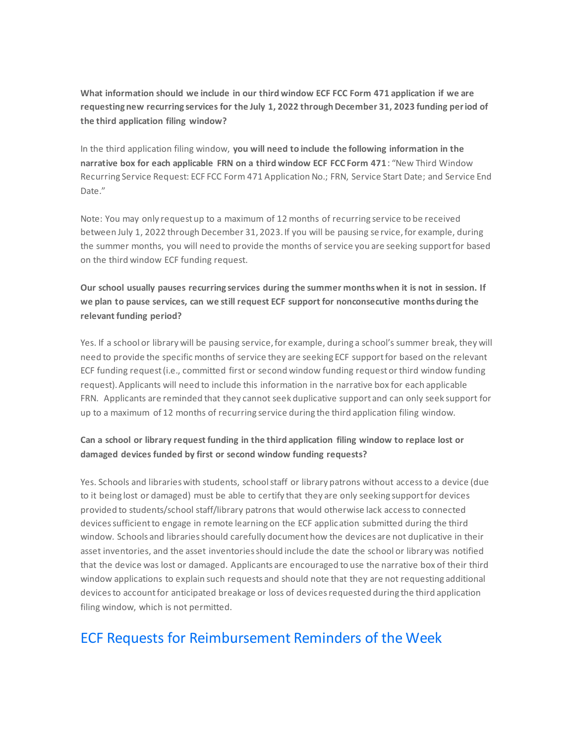**What information should we include in our third window ECF FCC Form 471 application if we are requesting new recurring services for the July 1, 2022 through December 31, 2023 funding period of the third application filing window?**

In the third application filing window, **you will need to include the following information in the narrative box for each applicable FRN on a third window ECF FCC Form 471**: "New Third Window Recurring Service Request: ECF FCC Form 471 Application No.; FRN, Service Start Date; and Service End Date."

Note: You may only request up to a maximum of 12 months of recurring service to be received between July 1, 2022 through December 31, 2023. If you will be pausing service, for example, during the summer months, you will need to provide the months of service you are seeking support for based on the third window ECF funding request.

**Our school usually pauses recurring services during the summer months when it is not in session. If we plan to pause services, can we still request ECF support for nonconsecutive months during the relevant funding period?**

Yes. If a school or library will be pausing service, for example, during a school's summer break, they will need to provide the specific months of service they are seeking ECF support for based on the relevant ECF funding request (i.e., committed first or second window funding request or third window funding request). Applicants will need to include this information in the narrative box for each applicable FRN. Applicants are reminded that they cannot seek duplicative support and can only seek support for up to a maximum of 12 months of recurring service during the third application filing window.

**Can a school or library request funding in the third application filing window to replace lost or damaged devices funded by first or second window funding requests?**

Yes. Schools and libraries with students, school staff or library patrons without access to a device (due to it being lost or damaged) must be able to certify that they are only seeking support for devices provided to students/school staff/library patrons that would otherwise lack access to connected devices sufficient to engage in remote learning on the ECF application submitted during the third window. Schools and libraries should carefully document how the devices are not duplicative in their asset inventories, and the asset inventories should include the date the school or library was notified that the device was lost or damaged. Applicants are encouraged to use the narrative box of their third window applications to explain such requests and should note that they are not requesting additional devices to account for anticipated breakage or loss of devices requested during the third application filing window, which is not permitted.

## ECF Requests for Reimbursement Reminders of the Week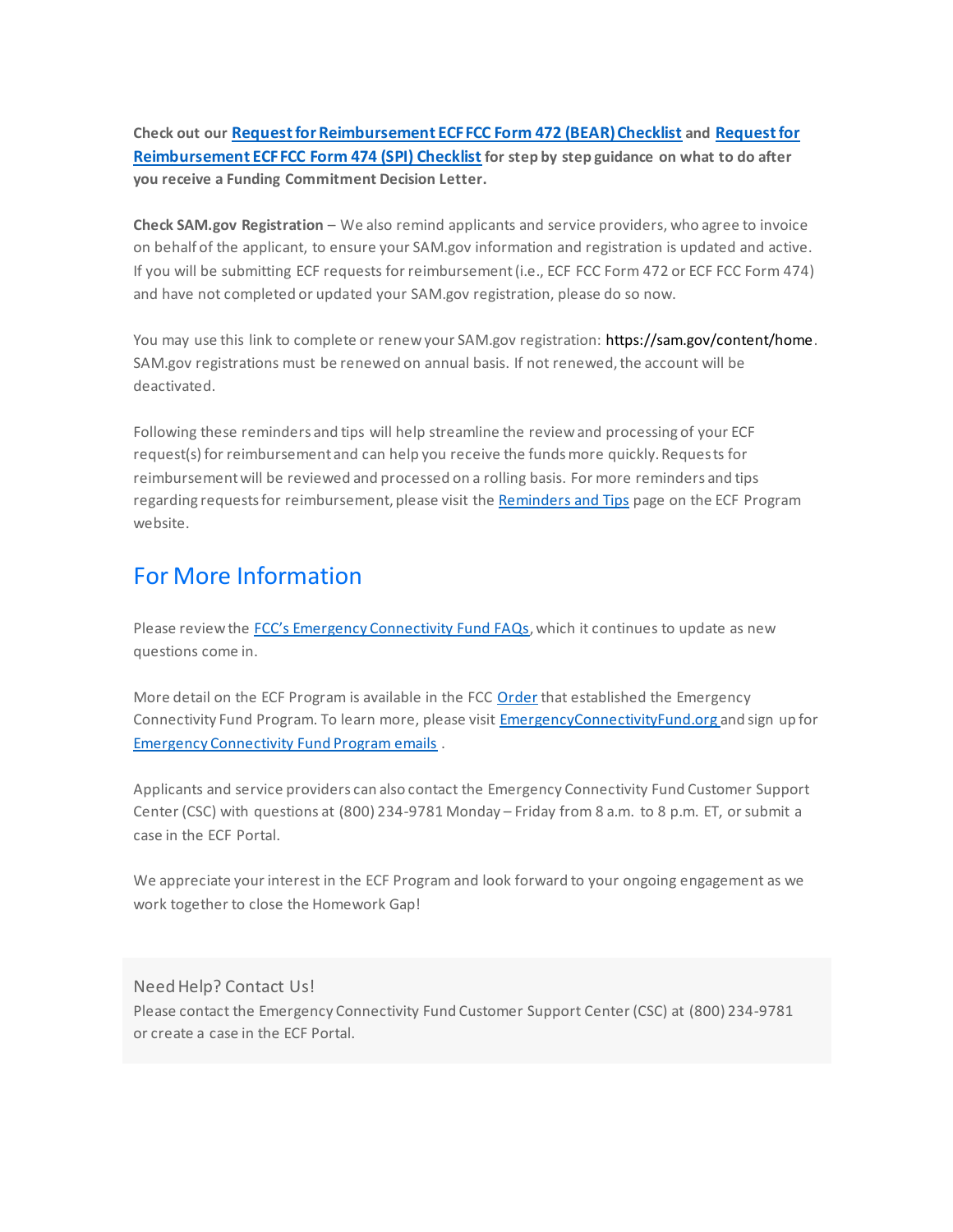**Check out our Request for Reimbursement ECF FCC Form 472 (BEAR) Checklist and Request for Reimbursement ECF FCC Form 474 (SPI) Checklist for step by step guidance on what to do after you receive a Funding Commitment Decision Letter.**

**Check SAM.gov Registration** – We also remind applicants and service providers, who agree to invoice on behalf of the applicant, to ensure your SAM.gov information and registration is updated and active. If you will be submitting ECF requests for reimbursement (i.e., ECF FCC Form 472 or ECF FCC Form 474) and have not completed or updated your SAM.gov registration, please do so now.

You may use this link to complete or renew your SAM.gov registration: https://sam.gov/content/home. SAM.gov registrations must be renewed on annual basis. If not renewed, the account will be deactivated.

Following these reminders and tips will help streamline the review and processing of your ECF request(s) for reimbursement and can help you receive the funds more quickly. Requests for reimbursement will be reviewed and processed on a rolling basis. For more reminders and tips regarding requests for reimbursement, please visit the Reminders and Tips page on the ECF Program website.

## For More Information

Please review the FCC's Emergency Connectivity Fund FAQs, which it continues to update as new questions come in.

More detail on the ECF Program is available in the FCC Order that established the Emergency Connectivity Fund Program. To learn more, please visit EmergencyConnectivityFund.org and sign up for Emergency Connectivity Fund Program emails .

Applicants and service providers can also contact the Emergency Connectivity Fund Customer Support Center (CSC) with questions at (800) 234-9781 Monday – Friday from 8 a.m. to 8 p.m. ET, or submit a case in the ECF Portal.

We appreciate your interest in the ECF Program and look forward to your ongoing engagement as we work together to close the Homework Gap!

Need Help? Contact Us!

Please contact the Emergency Connectivity Fund Customer Support Center (CSC) at (800) 234-9781 or create a case in the ECF Portal.